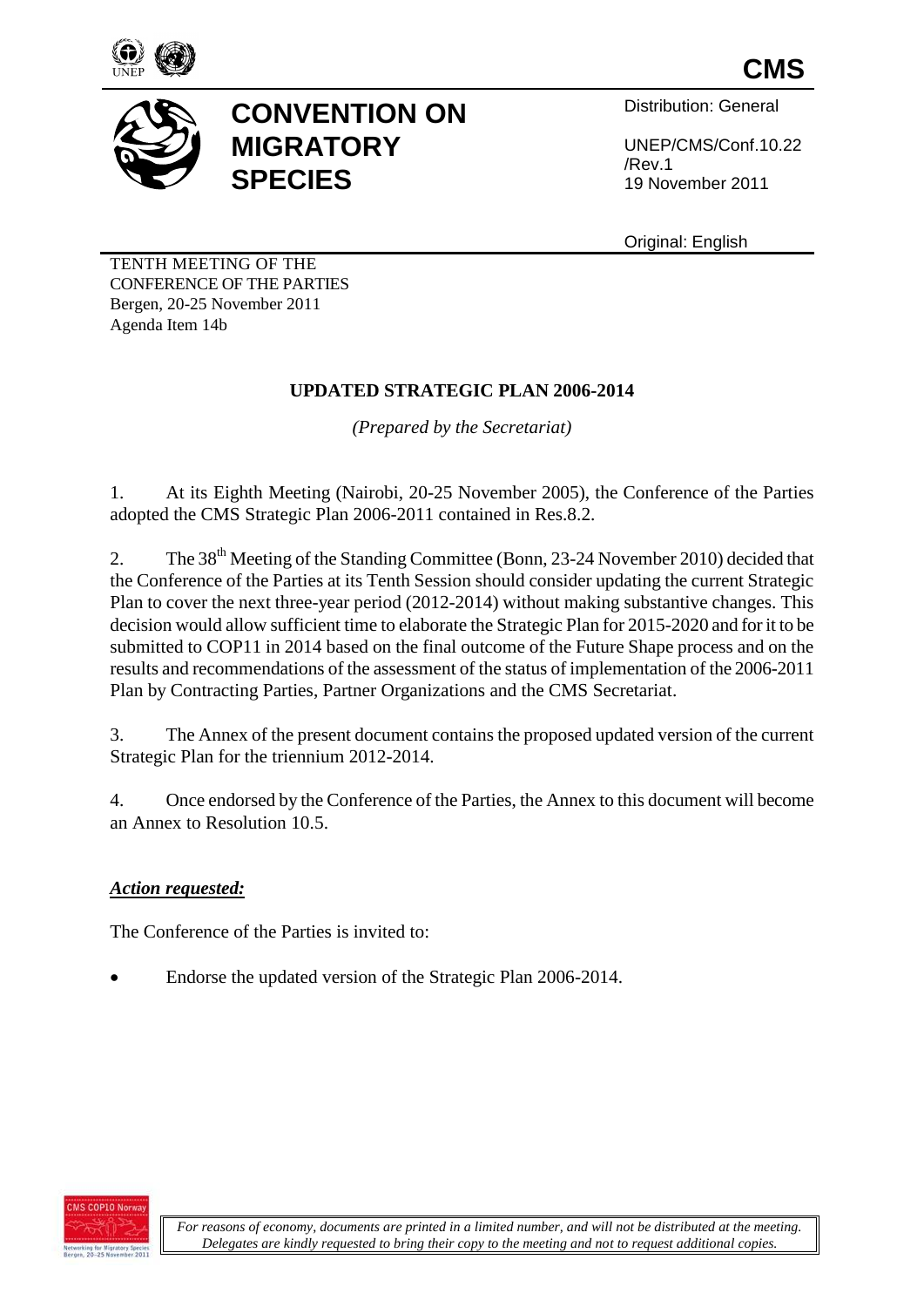**CMS**

# CONVENTION ON MIGRATORY SPECIES

Distribution: General

UNEP/CMS/Conf.10.22/Rev.1
19 November 2011

Original: English

TENTH MEETING OF THE CONFERENCE OF THE PARTIES
Bergen, 20-25 November 2011
Agenda Item 14b

## UPDATED STRATEGIC PLAN 2006-2014

*(Prepared by the Secretariat)*

1. At its Eighth Meeting (Nairobi, 20-25 November 2005), the Conference of the Parties adopted the CMS Strategic Plan 2006-2011 contained in Res.8.2.

2. The 38th Meeting of the Standing Committee (Bonn, 23-24 November 2010) decided that the Conference of the Parties at its Tenth Session should consider updating the current Strategic Plan to cover the next three-year period (2012-2014) without making substantive changes. This decision would allow sufficient time to elaborate the Strategic Plan for 2015-2020 and for it to be submitted to COP11 in 2014 based on the final outcome of the Future Shape process and on the results and recommendations of the assessment of the status of implementation of the 2006-2011 Plan by Contracting Parties, Partner Organizations and the CMS Secretariat.

3. The Annex of the present document contains the proposed updated version of the current Strategic Plan for the triennium 2012-2014.

4. Once endorsed by the Conference of the Parties, the Annex to this document will become an Annex to Resolution 10.5.

***Action requested:***

The Conference of the Parties is invited to:

- Endorse the updated version of the Strategic Plan 2006-2014.

*For reasons of economy, documents are printed in a limited number, and will not be distributed at the meeting. Delegates are kindly requested to bring their copy to the meeting and not to request additional copies.*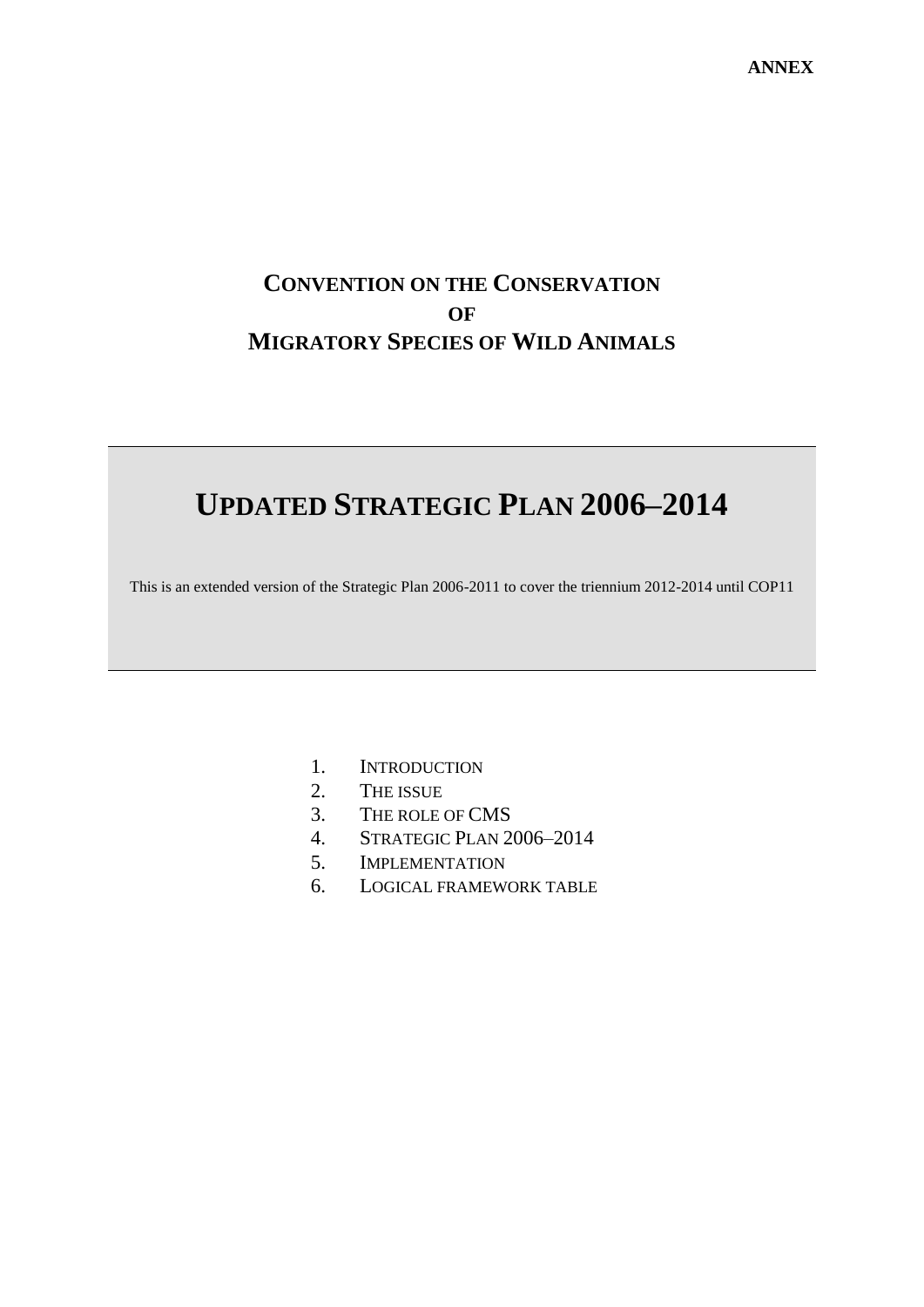**ANNEX**

# CONVENTION ON THE CONSERVATION OF MIGRATORY SPECIES OF WILD ANIMALS

# UPDATED STRATEGIC PLAN 2006–2014

This is an extended version of the Strategic Plan 2006-2011 to cover the triennium 2012-2014 until COP11

1. INTRODUCTION
2. THE ISSUE
3. THE ROLE OF CMS
4. STRATEGIC PLAN 2006–2014
5. IMPLEMENTATION
6. LOGICAL FRAMEWORK TABLE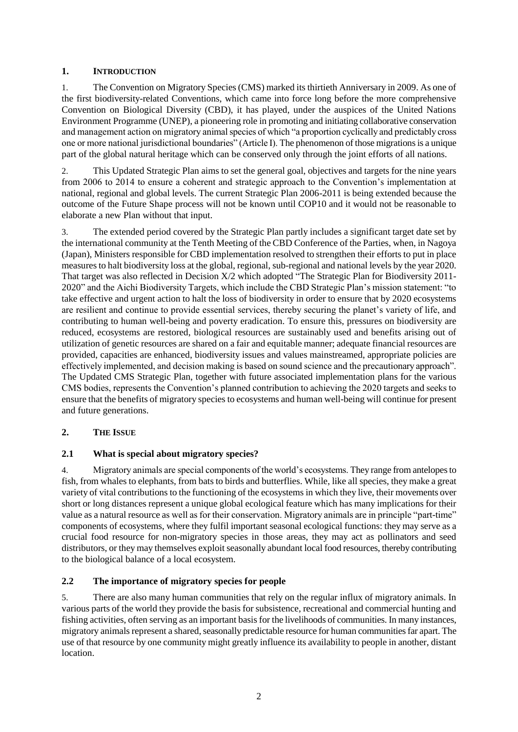## 1. INTRODUCTION

1. The Convention on Migratory Species (CMS) marked its thirtieth Anniversary in 2009. As one of the first biodiversity-related Conventions, which came into force long before the more comprehensive Convention on Biological Diversity (CBD), it has played, under the auspices of the United Nations Environment Programme (UNEP), a pioneering role in promoting and initiating collaborative conservation and management action on migratory animal species of which "a proportion cyclically and predictably cross one or more national jurisdictional boundaries" (Article I). The phenomenon of those migrations is a unique part of the global natural heritage which can be conserved only through the joint efforts of all nations.

2. This Updated Strategic Plan aims to set the general goal, objectives and targets for the nine years from 2006 to 2014 to ensure a coherent and strategic approach to the Convention's implementation at national, regional and global levels. The current Strategic Plan 2006-2011 is being extended because the outcome of the Future Shape process will not be known until COP10 and it would not be reasonable to elaborate a new Plan without that input.

3. The extended period covered by the Strategic Plan partly includes a significant target date set by the international community at the Tenth Meeting of the CBD Conference of the Parties, when, in Nagoya (Japan), Ministers responsible for CBD implementation resolved to strengthen their efforts to put in place measures to halt biodiversity loss at the global, regional, sub-regional and national levels by the year 2020. That target was also reflected in Decision X/2 which adopted "The Strategic Plan for Biodiversity 2011-2020" and the Aichi Biodiversity Targets, which include the CBD Strategic Plan's mission statement: "to take effective and urgent action to halt the loss of biodiversity in order to ensure that by 2020 ecosystems are resilient and continue to provide essential services, thereby securing the planet's variety of life, and contributing to human well-being and poverty eradication. To ensure this, pressures on biodiversity are reduced, ecosystems are restored, biological resources are sustainably used and benefits arising out of utilization of genetic resources are shared on a fair and equitable manner; adequate financial resources are provided, capacities are enhanced, biodiversity issues and values mainstreamed, appropriate policies are effectively implemented, and decision making is based on sound science and the precautionary approach". The Updated CMS Strategic Plan, together with future associated implementation plans for the various CMS bodies, represents the Convention's planned contribution to achieving the 2020 targets and seeks to ensure that the benefits of migratory species to ecosystems and human well-being will continue for present and future generations.

## 2. THE ISSUE

### 2.1 What is special about migratory species?

4. Migratory animals are special components of the world's ecosystems. They range from antelopes to fish, from whales to elephants, from bats to birds and butterflies. While, like all species, they make a great variety of vital contributions to the functioning of the ecosystems in which they live, their movements over short or long distances represent a unique global ecological feature which has many implications for their value as a natural resource as well as for their conservation. Migratory animals are in principle "part-time" components of ecosystems, where they fulfil important seasonal ecological functions: they may serve as a crucial food resource for non-migratory species in those areas, they may act as pollinators and seed distributors, or they may themselves exploit seasonally abundant local food resources, thereby contributing to the biological balance of a local ecosystem.

### 2.2 The importance of migratory species for people

5. There are also many human communities that rely on the regular influx of migratory animals. In various parts of the world they provide the basis for subsistence, recreational and commercial hunting and fishing activities, often serving as an important basis for the livelihoods of communities. In many instances, migratory animals represent a shared, seasonally predictable resource for human communities far apart. The use of that resource by one community might greatly influence its availability to people in another, distant location.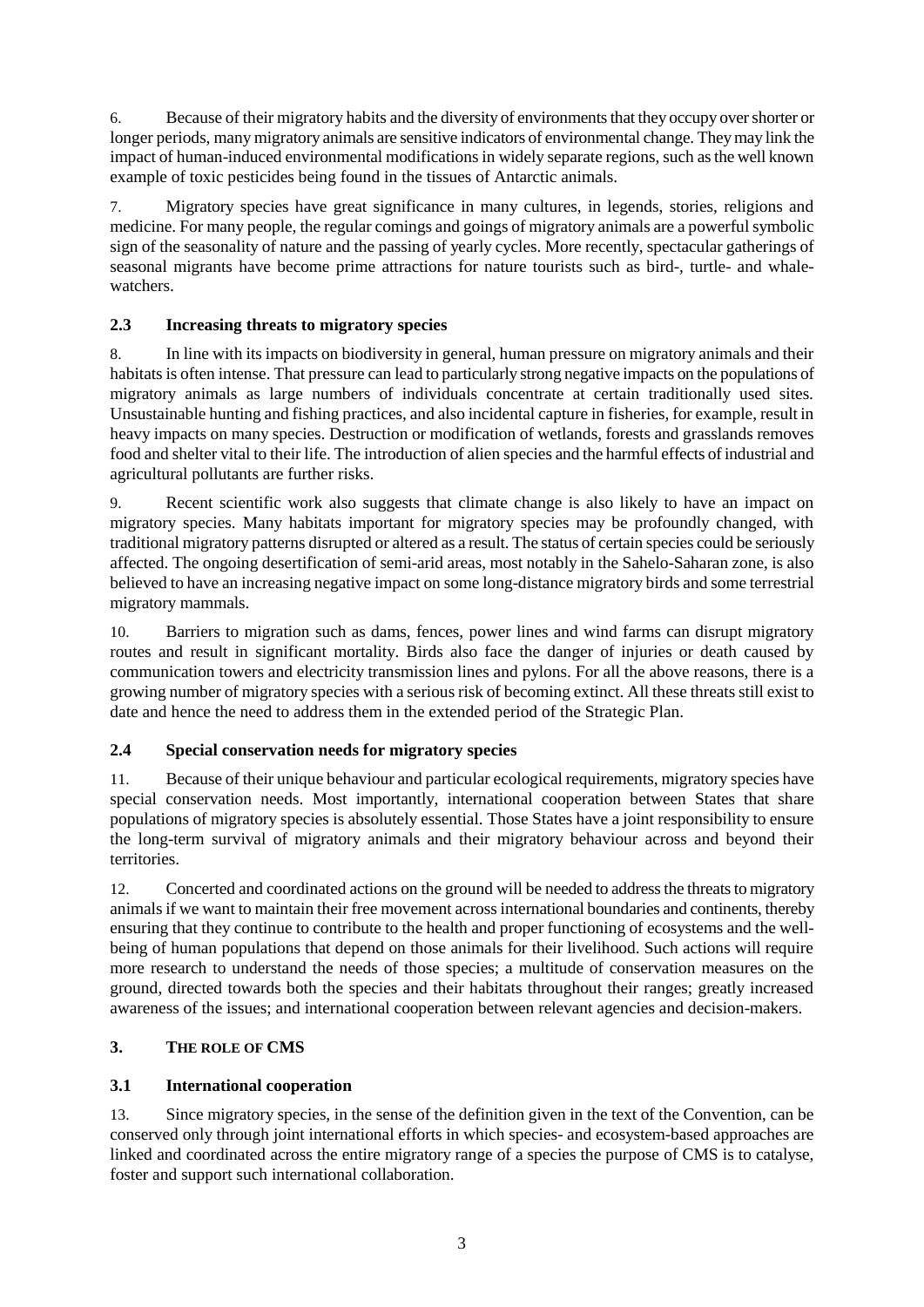6. Because of their migratory habits and the diversity of environments that they occupy over shorter or longer periods, many migratory animals are sensitive indicators of environmental change. They may link the impact of human-induced environmental modifications in widely separate regions, such as the well known example of toxic pesticides being found in the tissues of Antarctic animals.

7. Migratory species have great significance in many cultures, in legends, stories, religions and medicine. For many people, the regular comings and goings of migratory animals are a powerful symbolic sign of the seasonality of nature and the passing of yearly cycles. More recently, spectacular gatherings of seasonal migrants have become prime attractions for nature tourists such as bird-, turtle- and whale-watchers.

### 2.3 Increasing threats to migratory species

8. In line with its impacts on biodiversity in general, human pressure on migratory animals and their habitats is often intense. That pressure can lead to particularly strong negative impacts on the populations of migratory animals as large numbers of individuals concentrate at certain traditionally used sites. Unsustainable hunting and fishing practices, and also incidental capture in fisheries, for example, result in heavy impacts on many species. Destruction or modification of wetlands, forests and grasslands removes food and shelter vital to their life. The introduction of alien species and the harmful effects of industrial and agricultural pollutants are further risks.

9. Recent scientific work also suggests that climate change is also likely to have an impact on migratory species. Many habitats important for migratory species may be profoundly changed, with traditional migratory patterns disrupted or altered as a result. The status of certain species could be seriously affected. The ongoing desertification of semi-arid areas, most notably in the Sahelo-Saharan zone, is also believed to have an increasing negative impact on some long-distance migratory birds and some terrestrial migratory mammals.

10. Barriers to migration such as dams, fences, power lines and wind farms can disrupt migratory routes and result in significant mortality. Birds also face the danger of injuries or death caused by communication towers and electricity transmission lines and pylons. For all the above reasons, there is a growing number of migratory species with a serious risk of becoming extinct. All these threats still exist to date and hence the need to address them in the extended period of the Strategic Plan.

### 2.4 Special conservation needs for migratory species

11. Because of their unique behaviour and particular ecological requirements, migratory species have special conservation needs. Most importantly, international cooperation between States that share populations of migratory species is absolutely essential. Those States have a joint responsibility to ensure the long-term survival of migratory animals and their migratory behaviour across and beyond their territories.

12. Concerted and coordinated actions on the ground will be needed to address the threats to migratory animals if we want to maintain their free movement across international boundaries and continents, thereby ensuring that they continue to contribute to the health and proper functioning of ecosystems and the well-being of human populations that depend on those animals for their livelihood. Such actions will require more research to understand the needs of those species; a multitude of conservation measures on the ground, directed towards both the species and their habitats throughout their ranges; greatly increased awareness of the issues; and international cooperation between relevant agencies and decision-makers.

## 3. THE ROLE OF CMS

### 3.1 International cooperation

13. Since migratory species, in the sense of the definition given in the text of the Convention, can be conserved only through joint international efforts in which species- and ecosystem-based approaches are linked and coordinated across the entire migratory range of a species the purpose of CMS is to catalyse, foster and support such international collaboration.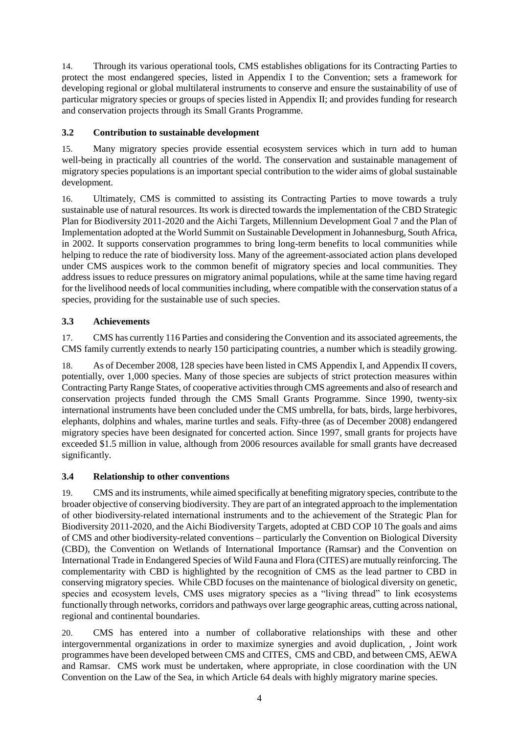14. Through its various operational tools, CMS establishes obligations for its Contracting Parties to protect the most endangered species, listed in Appendix I to the Convention; sets a framework for developing regional or global multilateral instruments to conserve and ensure the sustainability of use of particular migratory species or groups of species listed in Appendix II; and provides funding for research and conservation projects through its Small Grants Programme.

### 3.2 Contribution to sustainable development

15. Many migratory species provide essential ecosystem services which in turn add to human well-being in practically all countries of the world. The conservation and sustainable management of migratory species populations is an important special contribution to the wider aims of global sustainable development.

16. Ultimately, CMS is committed to assisting its Contracting Parties to move towards a truly sustainable use of natural resources. Its work is directed towards the implementation of the CBD Strategic Plan for Biodiversity 2011-2020 and the Aichi Targets, Millennium Development Goal 7 and the Plan of Implementation adopted at the World Summit on Sustainable Development in Johannesburg, South Africa, in 2002. It supports conservation programmes to bring long-term benefits to local communities while helping to reduce the rate of biodiversity loss. Many of the agreement-associated action plans developed under CMS auspices work to the common benefit of migratory species and local communities. They address issues to reduce pressures on migratory animal populations, while at the same time having regard for the livelihood needs of local communities including, where compatible with the conservation status of a species, providing for the sustainable use of such species.

### 3.3 Achievements

17. CMS has currently 116 Parties and considering the Convention and its associated agreements, the CMS family currently extends to nearly 150 participating countries, a number which is steadily growing.

18. As of December 2008, 128 species have been listed in CMS Appendix I, and Appendix II covers, potentially, over 1,000 species. Many of those species are subjects of strict protection measures within Contracting Party Range States, of cooperative activities through CMS agreements and also of research and conservation projects funded through the CMS Small Grants Programme. Since 1990, twenty-six international instruments have been concluded under the CMS umbrella, for bats, birds, large herbivores, elephants, dolphins and whales, marine turtles and seals. Fifty-three (as of December 2008) endangered migratory species have been designated for concerted action. Since 1997, small grants for projects have exceeded $1.5 million in value, although from 2006 resources available for small grants have decreased significantly.

### 3.4 Relationship to other conventions

19. CMS and its instruments, while aimed specifically at benefiting migratory species, contribute to the broader objective of conserving biodiversity. They are part of an integrated approach to the implementation of other biodiversity-related international instruments and to the achievement of the Strategic Plan for Biodiversity 2011-2020, and the Aichi Biodiversity Targets, adopted at CBD COP 10 The goals and aims of CMS and other biodiversity-related conventions – particularly the Convention on Biological Diversity (CBD), the Convention on Wetlands of International Importance (Ramsar) and the Convention on International Trade in Endangered Species of Wild Fauna and Flora (CITES) are mutually reinforcing. The complementarity with CBD is highlighted by the recognition of CMS as the lead partner to CBD in conserving migratory species. While CBD focuses on the maintenance of biological diversity on genetic, species and ecosystem levels, CMS uses migratory species as a "living thread" to link ecosystems functionally through networks, corridors and pathways over large geographic areas, cutting across national, regional and continental boundaries.

20. CMS has entered into a number of collaborative relationships with these and other intergovernmental organizations in order to maximize synergies and avoid duplication, , Joint work programmes have been developed between CMS and CITES, CMS and CBD, and between CMS, AEWA and Ramsar. CMS work must be undertaken, where appropriate, in close coordination with the UN Convention on the Law of the Sea, in which Article 64 deals with highly migratory marine species.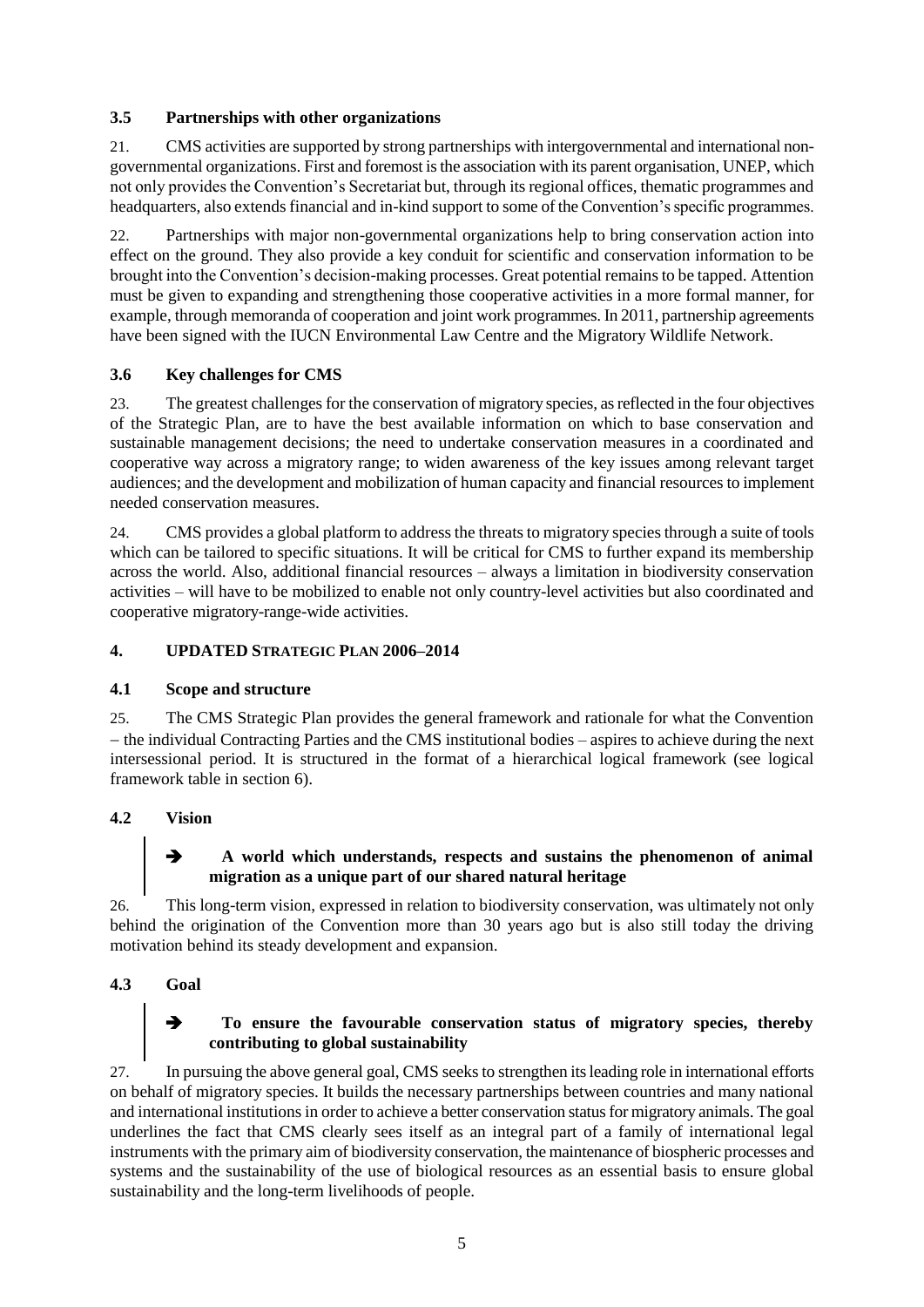### 3.5 Partnerships with other organizations

21. CMS activities are supported by strong partnerships with intergovernmental and international non-governmental organizations. First and foremost is the association with its parent organisation, UNEP, which not only provides the Convention's Secretariat but, through its regional offices, thematic programmes and headquarters, also extends financial and in-kind support to some of the Convention's specific programmes.

22. Partnerships with major non-governmental organizations help to bring conservation action into effect on the ground. They also provide a key conduit for scientific and conservation information to be brought into the Convention's decision-making processes. Great potential remains to be tapped. Attention must be given to expanding and strengthening those cooperative activities in a more formal manner, for example, through memoranda of cooperation and joint work programmes. In 2011, partnership agreements have been signed with the IUCN Environmental Law Centre and the Migratory Wildlife Network.

### 3.6 Key challenges for CMS

23. The greatest challenges for the conservation of migratory species, as reflected in the four objectives of the Strategic Plan, are to have the best available information on which to base conservation and sustainable management decisions; the need to undertake conservation measures in a coordinated and cooperative way across a migratory range; to widen awareness of the key issues among relevant target audiences; and the development and mobilization of human capacity and financial resources to implement needed conservation measures.

24. CMS provides a global platform to address the threats to migratory species through a suite of tools which can be tailored to specific situations. It will be critical for CMS to further expand its membership across the world. Also, additional financial resources – always a limitation in biodiversity conservation activities – will have to be mobilized to enable not only country-level activities but also coordinated and cooperative migratory-range-wide activities.

## 4. UPDATED STRATEGIC PLAN 2006–2014

### 4.1 Scope and structure

25. The CMS Strategic Plan provides the general framework and rationale for what the Convention – the individual Contracting Parties and the CMS institutional bodies – aspires to achieve during the next intersessional period. It is structured in the format of a hierarchical logical framework (see logical framework table in section 6).

### 4.2 Vision

> ➔ **A world which understands, respects and sustains the phenomenon of animal migration as a unique part of our shared natural heritage**

26. This long-term vision, expressed in relation to biodiversity conservation, was ultimately not only behind the origination of the Convention more than 30 years ago but is also still today the driving motivation behind its steady development and expansion.

### 4.3 Goal

> ➔ **To ensure the favourable conservation status of migratory species, thereby contributing to global sustainability**

27. In pursuing the above general goal, CMS seeks to strengthen its leading role in international efforts on behalf of migratory species. It builds the necessary partnerships between countries and many national and international institutions in order to achieve a better conservation status for migratory animals. The goal underlines the fact that CMS clearly sees itself as an integral part of a family of international legal instruments with the primary aim of biodiversity conservation, the maintenance of biospheric processes and systems and the sustainability of the use of biological resources as an essential basis to ensure global sustainability and the long-term livelihoods of people.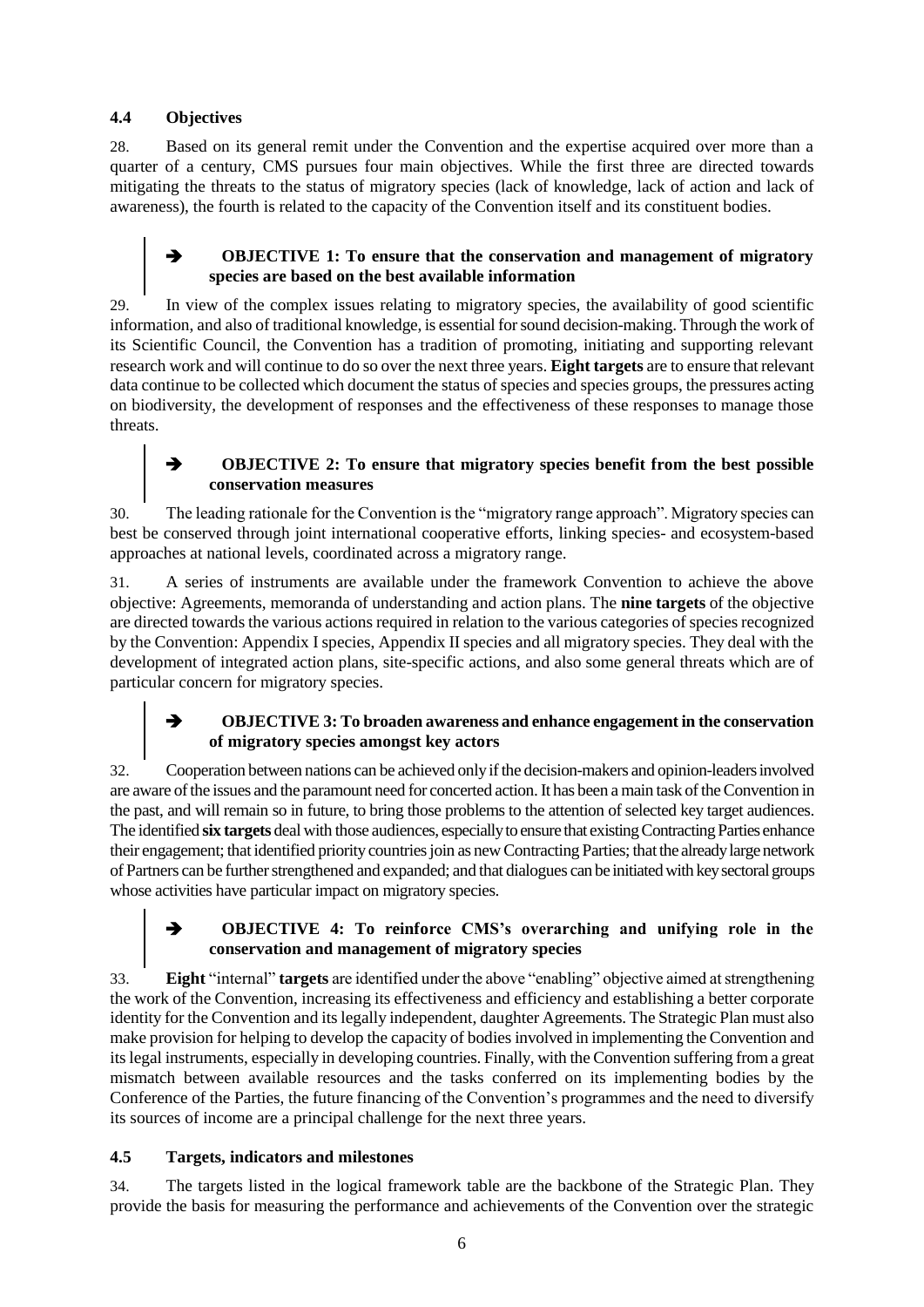### 4.4 Objectives

28. Based on its general remit under the Convention and the expertise acquired over more than a quarter of a century, CMS pursues four main objectives. While the first three are directed towards mitigating the threats to the status of migratory species (lack of knowledge, lack of action and lack of awareness), the fourth is related to the capacity of the Convention itself and its constituent bodies.

> ➔ **OBJECTIVE 1: To ensure that the conservation and management of migratory species are based on the best available information**

29. In view of the complex issues relating to migratory species, the availability of good scientific information, and also of traditional knowledge, is essential for sound decision-making. Through the work of its Scientific Council, the Convention has a tradition of promoting, initiating and supporting relevant research work and will continue to do so over the next three years. **Eight targets** are to ensure that relevant data continue to be collected which document the status of species and species groups, the pressures acting on biodiversity, the development of responses and the effectiveness of these responses to manage those threats.

> ➔ **OBJECTIVE 2: To ensure that migratory species benefit from the best possible conservation measures**

30. The leading rationale for the Convention is the "migratory range approach". Migratory species can best be conserved through joint international cooperative efforts, linking species- and ecosystem-based approaches at national levels, coordinated across a migratory range.

31. A series of instruments are available under the framework Convention to achieve the above objective: Agreements, memoranda of understanding and action plans. The **nine targets** of the objective are directed towards the various actions required in relation to the various categories of species recognized by the Convention: Appendix I species, Appendix II species and all migratory species. They deal with the development of integrated action plans, site-specific actions, and also some general threats which are of particular concern for migratory species.

> ➔ **OBJECTIVE 3: To broaden awareness and enhance engagement in the conservation of migratory species amongst key actors**

32. Cooperation between nations can be achieved only if the decision-makers and opinion-leaders involved are aware of the issues and the paramount need for concerted action. It has been a main task of the Convention in the past, and will remain so in future, to bring those problems to the attention of selected key target audiences. The identified **six targets** deal with those audiences, especially to ensure that existing Contracting Parties enhance their engagement; that identified priority countries join as new Contracting Parties; that the already large network of Partners can be further strengthened and expanded; and that dialogues can be initiated with key sectoral groups whose activities have particular impact on migratory species.

> ➔ **OBJECTIVE 4: To reinforce CMS's overarching and unifying role in the conservation and management of migratory species**

33. **Eight** "internal" **targets** are identified under the above "enabling" objective aimed at strengthening the work of the Convention, increasing its effectiveness and efficiency and establishing a better corporate identity for the Convention and its legally independent, daughter Agreements. The Strategic Plan must also make provision for helping to develop the capacity of bodies involved in implementing the Convention and its legal instruments, especially in developing countries. Finally, with the Convention suffering from a great mismatch between available resources and the tasks conferred on its implementing bodies by the Conference of the Parties, the future financing of the Convention's programmes and the need to diversify its sources of income are a principal challenge for the next three years.

### 4.5 Targets, indicators and milestones

34. The targets listed in the logical framework table are the backbone of the Strategic Plan. They provide the basis for measuring the performance and achievements of the Convention over the strategic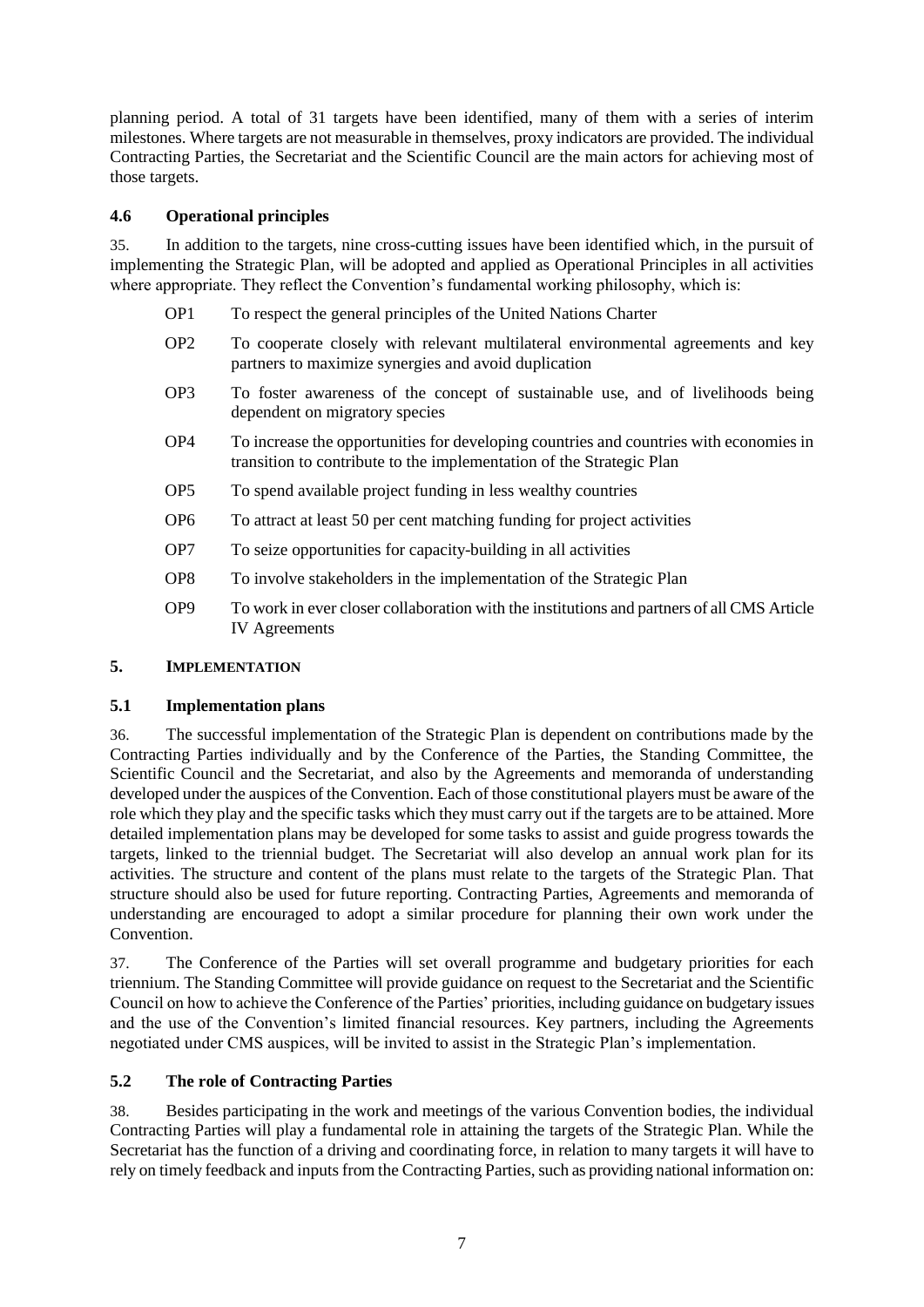planning period. A total of 31 targets have been identified, many of them with a series of interim milestones. Where targets are not measurable in themselves, proxy indicators are provided. The individual Contracting Parties, the Secretariat and the Scientific Council are the main actors for achieving most of those targets.

### 4.6 Operational principles

35. In addition to the targets, nine cross-cutting issues have been identified which, in the pursuit of implementing the Strategic Plan, will be adopted and applied as Operational Principles in all activities where appropriate. They reflect the Convention's fundamental working philosophy, which is:

- OP1 To respect the general principles of the United Nations Charter
- OP2 To cooperate closely with relevant multilateral environmental agreements and key partners to maximize synergies and avoid duplication
- OP3 To foster awareness of the concept of sustainable use, and of livelihoods being dependent on migratory species
- OP4 To increase the opportunities for developing countries and countries with economies in transition to contribute to the implementation of the Strategic Plan
- OP5 To spend available project funding in less wealthy countries
- OP6 To attract at least 50 per cent matching funding for project activities
- OP7 To seize opportunities for capacity-building in all activities
- OP8 To involve stakeholders in the implementation of the Strategic Plan
- OP9 To work in ever closer collaboration with the institutions and partners of all CMS Article IV Agreements

## 5. IMPLEMENTATION

### 5.1 Implementation plans

36. The successful implementation of the Strategic Plan is dependent on contributions made by the Contracting Parties individually and by the Conference of the Parties, the Standing Committee, the Scientific Council and the Secretariat, and also by the Agreements and memoranda of understanding developed under the auspices of the Convention. Each of those constitutional players must be aware of the role which they play and the specific tasks which they must carry out if the targets are to be attained. More detailed implementation plans may be developed for some tasks to assist and guide progress towards the targets, linked to the triennial budget. The Secretariat will also develop an annual work plan for its activities. The structure and content of the plans must relate to the targets of the Strategic Plan. That structure should also be used for future reporting. Contracting Parties, Agreements and memoranda of understanding are encouraged to adopt a similar procedure for planning their own work under the Convention.

37. The Conference of the Parties will set overall programme and budgetary priorities for each triennium. The Standing Committee will provide guidance on request to the Secretariat and the Scientific Council on how to achieve the Conference of the Parties' priorities, including guidance on budgetary issues and the use of the Convention's limited financial resources. Key partners, including the Agreements negotiated under CMS auspices, will be invited to assist in the Strategic Plan's implementation.

### 5.2 The role of Contracting Parties

38. Besides participating in the work and meetings of the various Convention bodies, the individual Contracting Parties will play a fundamental role in attaining the targets of the Strategic Plan. While the Secretariat has the function of a driving and coordinating force, in relation to many targets it will have to rely on timely feedback and inputs from the Contracting Parties, such as providing national information on: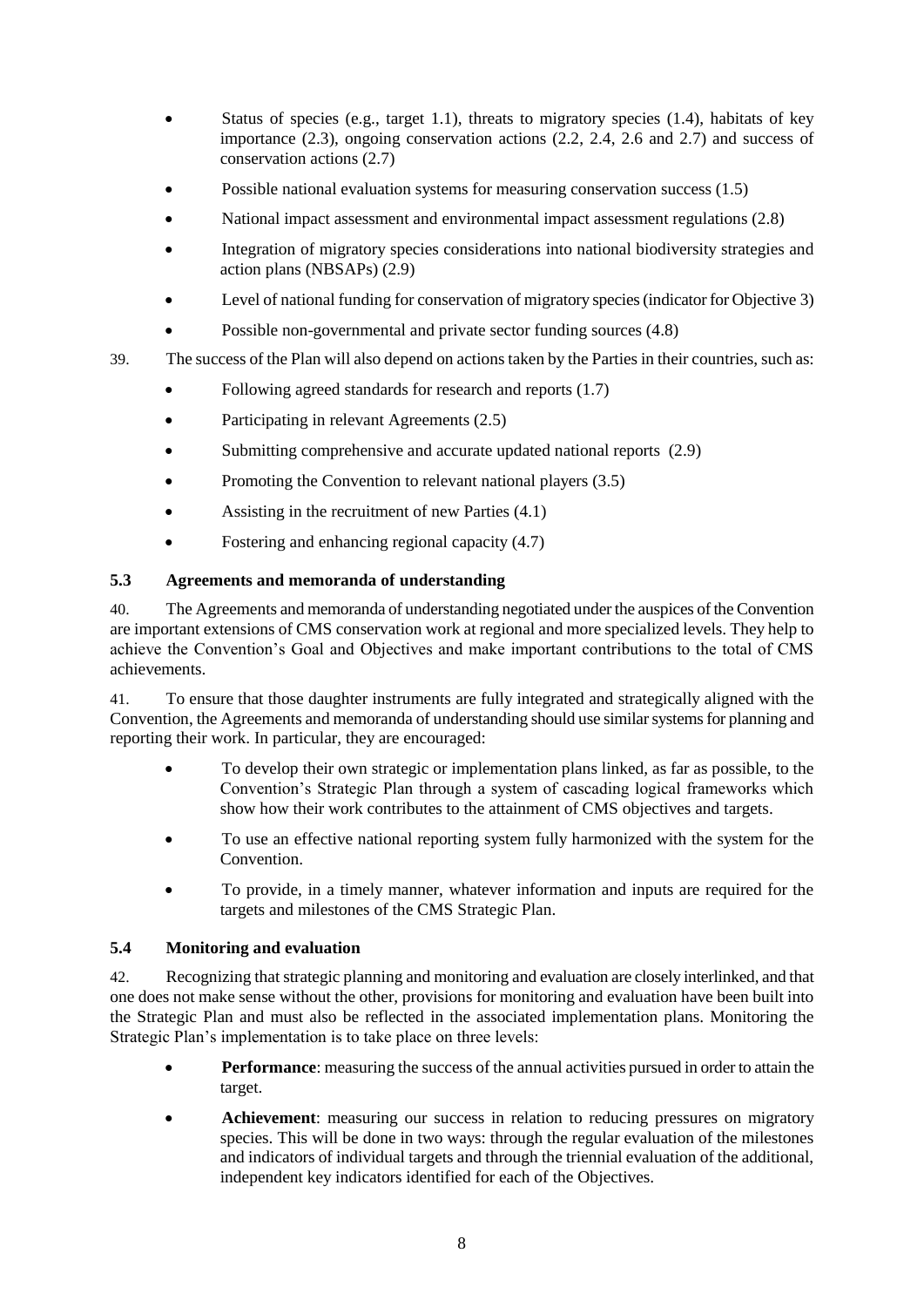- Status of species (e.g., target 1.1), threats to migratory species (1.4), habitats of key importance (2.3), ongoing conservation actions (2.2, 2.4, 2.6 and 2.7) and success of conservation actions (2.7)
- Possible national evaluation systems for measuring conservation success (1.5)
- National impact assessment and environmental impact assessment regulations (2.8)
- Integration of migratory species considerations into national biodiversity strategies and action plans (NBSAPs) (2.9)
- Level of national funding for conservation of migratory species (indicator for Objective 3)
- Possible non-governmental and private sector funding sources (4.8)

39. The success of the Plan will also depend on actions taken by the Parties in their countries, such as:

- Following agreed standards for research and reports (1.7)
- Participating in relevant Agreements (2.5)
- Submitting comprehensive and accurate updated national reports (2.9)
- Promoting the Convention to relevant national players (3.5)
- Assisting in the recruitment of new Parties (4.1)
- Fostering and enhancing regional capacity (4.7)

### 5.3 Agreements and memoranda of understanding

40. The Agreements and memoranda of understanding negotiated under the auspices of the Convention are important extensions of CMS conservation work at regional and more specialized levels. They help to achieve the Convention's Goal and Objectives and make important contributions to the total of CMS achievements.

41. To ensure that those daughter instruments are fully integrated and strategically aligned with the Convention, the Agreements and memoranda of understanding should use similar systems for planning and reporting their work. In particular, they are encouraged:

- To develop their own strategic or implementation plans linked, as far as possible, to the Convention's Strategic Plan through a system of cascading logical frameworks which show how their work contributes to the attainment of CMS objectives and targets.
- To use an effective national reporting system fully harmonized with the system for the Convention.
- To provide, in a timely manner, whatever information and inputs are required for the targets and milestones of the CMS Strategic Plan.

### 5.4 Monitoring and evaluation

42. Recognizing that strategic planning and monitoring and evaluation are closely interlinked, and that one does not make sense without the other, provisions for monitoring and evaluation have been built into the Strategic Plan and must also be reflected in the associated implementation plans. Monitoring the Strategic Plan's implementation is to take place on three levels:

- **Performance**: measuring the success of the annual activities pursued in order to attain the target.
- **Achievement**: measuring our success in relation to reducing pressures on migratory species. This will be done in two ways: through the regular evaluation of the milestones and indicators of individual targets and through the triennial evaluation of the additional, independent key indicators identified for each of the Objectives.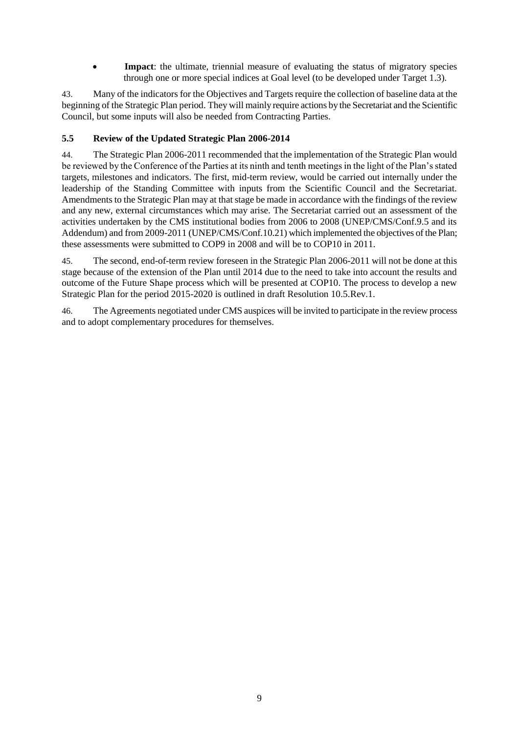- **Impact**: the ultimate, triennial measure of evaluating the status of migratory species through one or more special indices at Goal level (to be developed under Target 1.3).

43. Many of the indicators for the Objectives and Targets require the collection of baseline data at the beginning of the Strategic Plan period. They will mainly require actions by the Secretariat and the Scientific Council, but some inputs will also be needed from Contracting Parties.

### 5.5 Review of the Updated Strategic Plan 2006-2014

44. The Strategic Plan 2006-2011 recommended that the implementation of the Strategic Plan would be reviewed by the Conference of the Parties at its ninth and tenth meetings in the light of the Plan's stated targets, milestones and indicators. The first, mid-term review, would be carried out internally under the leadership of the Standing Committee with inputs from the Scientific Council and the Secretariat. Amendments to the Strategic Plan may at that stage be made in accordance with the findings of the review and any new, external circumstances which may arise. The Secretariat carried out an assessment of the activities undertaken by the CMS institutional bodies from 2006 to 2008 (UNEP/CMS/Conf.9.5 and its Addendum) and from 2009-2011 (UNEP/CMS/Conf.10.21) which implemented the objectives of the Plan; these assessments were submitted to COP9 in 2008 and will be to COP10 in 2011.

45. The second, end-of-term review foreseen in the Strategic Plan 2006-2011 will not be done at this stage because of the extension of the Plan until 2014 due to the need to take into account the results and outcome of the Future Shape process which will be presented at COP10. The process to develop a new Strategic Plan for the period 2015-2020 is outlined in draft Resolution 10.5.Rev.1.

46. The Agreements negotiated under CMS auspices will be invited to participate in the review process and to adopt complementary procedures for themselves.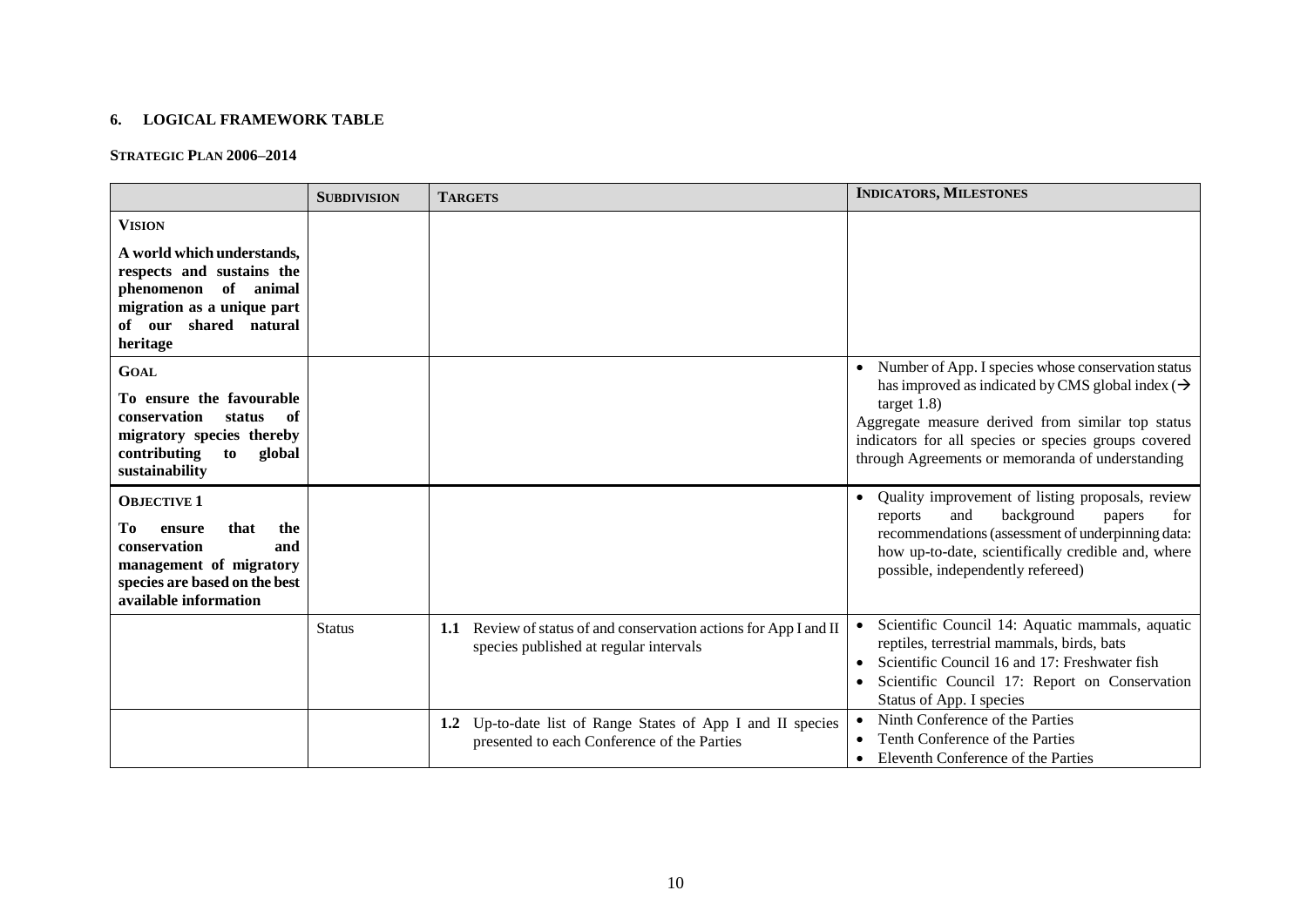### 6. LOGICAL FRAMEWORK TABLE

**STRATEGIC PLAN 2006–2014**

| | SUBDIVISION | TARGETS | INDICATORS, MILESTONES |
|---|---|---|---|
| **VISION**<br><br>**A world which understands, respects and sustains the phenomenon of animal migration as a unique part of our shared natural heritage** | | | |
| **GOAL**<br><br>**To ensure the favourable conservation status of migratory species thereby contributing to global sustainability** | | | • Number of App. I species whose conservation status has improved as indicated by CMS global index (→ target 1.8)<br>Aggregate measure derived from similar top status indicators for all species or species groups covered through Agreements or memoranda of understanding |
| **OBJECTIVE 1**<br><br>**To ensure that the conservation and management of migratory species are based on the best available information** | | | • Quality improvement of listing proposals, review reports and background papers for recommendations (assessment of underpinning data: how up-to-date, scientifically credible and, where possible, independently refereed) |
| | Status | **1.1** Review of status of and conservation actions for App I and II species published at regular intervals | • Scientific Council 14: Aquatic mammals, aquatic reptiles, terrestrial mammals, birds, bats<br>• Scientific Council 16 and 17: Freshwater fish<br>• Scientific Council 17: Report on Conservation Status of App. I species |
| | | **1.2** Up-to-date list of Range States of App I and II species presented to each Conference of the Parties | • Ninth Conference of the Parties<br>• Tenth Conference of the Parties<br>• Eleventh Conference of the Parties |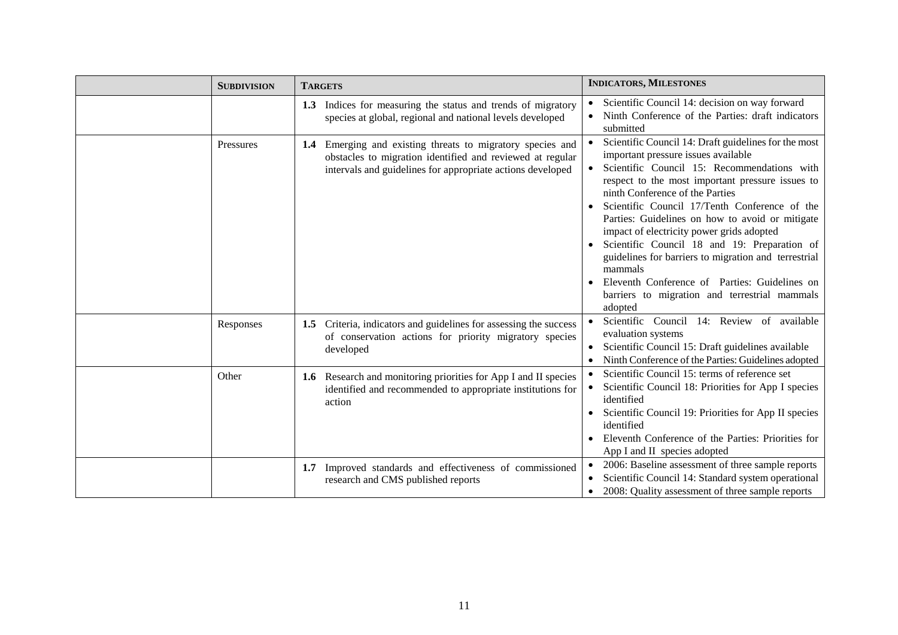| | SUBDIVISION | TARGETS | INDICATORS, MILESTONES |
|---|---|---|---|
| | | **1.3** Indices for measuring the status and trends of migratory species at global, regional and national levels developed | • Scientific Council 14: decision on way forward<br>• Ninth Conference of the Parties: draft indicators submitted |
| | Pressures | **1.4** Emerging and existing threats to migratory species and obstacles to migration identified and reviewed at regular intervals and guidelines for appropriate actions developed | • Scientific Council 14: Draft guidelines for the most important pressure issues available<br>• Scientific Council 15: Recommendations with respect to the most important pressure issues to ninth Conference of the Parties<br>• Scientific Council 17/Tenth Conference of the Parties: Guidelines on how to avoid or mitigate impact of electricity power grids adopted<br>• Scientific Council 18 and 19: Preparation of guidelines for barriers to migration and terrestrial mammals<br>• Eleventh Conference of Parties: Guidelines on barriers to migration and terrestrial mammals adopted |
| | Responses | **1.5** Criteria, indicators and guidelines for assessing the success of conservation actions for priority migratory species developed | • Scientific Council 14: Review of available evaluation systems<br>• Scientific Council 15: Draft guidelines available<br>• Ninth Conference of the Parties: Guidelines adopted |
| | Other | **1.6** Research and monitoring priorities for App I and II species identified and recommended to appropriate institutions for action | • Scientific Council 15: terms of reference set<br>• Scientific Council 18: Priorities for App I species identified<br>• Scientific Council 19: Priorities for App II species identified<br>• Eleventh Conference of the Parties: Priorities for App I and II species adopted |
| | | **1.7** Improved standards and effectiveness of commissioned research and CMS published reports | • 2006: Baseline assessment of three sample reports<br>• Scientific Council 14: Standard system operational<br>• 2008: Quality assessment of three sample reports |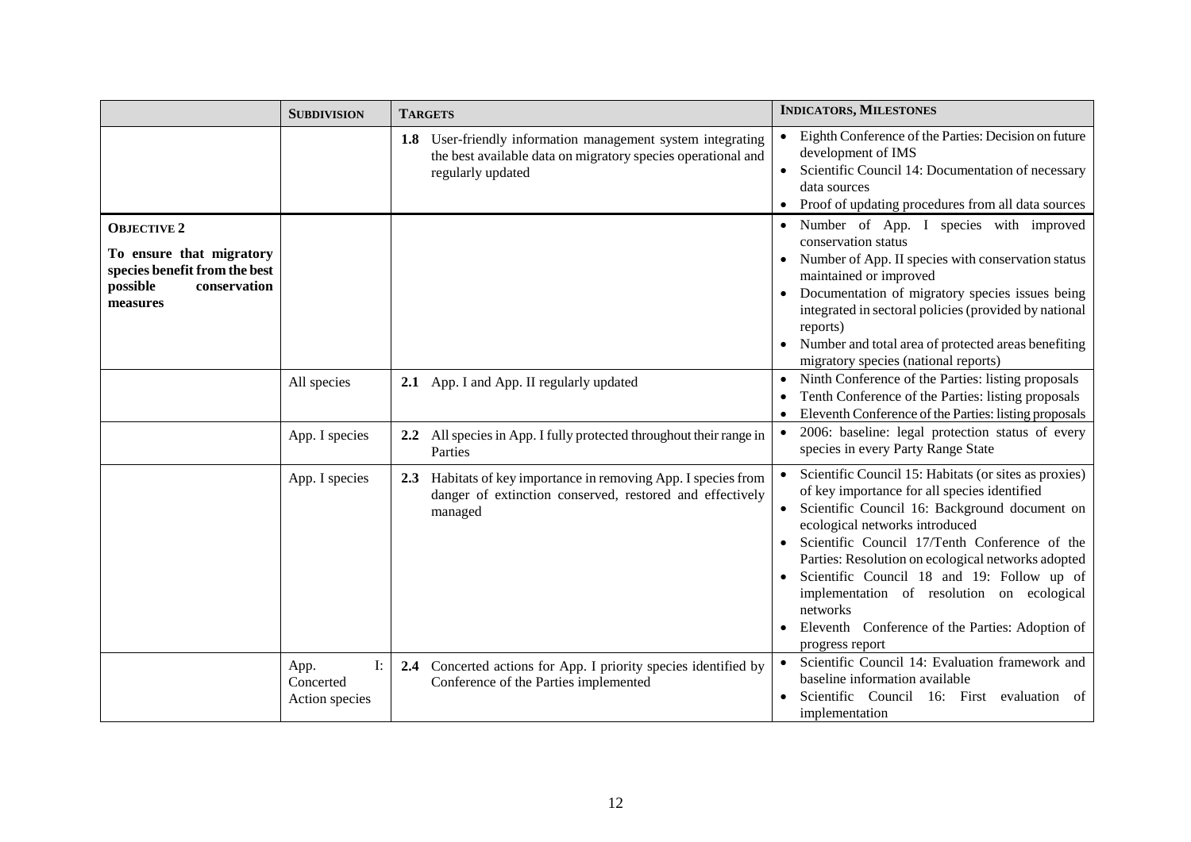| | **SUBDIVISION** | **TARGETS** | **INDICATORS, MILESTONES** |
|---|---|---|---|
| | | **1.8** User-friendly information management system integrating the best available data on migratory species operational and regularly updated | • Eighth Conference of the Parties: Decision on future development of IMS<br>• Scientific Council 14: Documentation of necessary data sources<br>• Proof of updating procedures from all data sources |
| **OBJECTIVE 2**<br>**To ensure that migratory species benefit from the best possible conservation measures** | | | • Number of App. I species with improved conservation status<br>• Number of App. II species with conservation status maintained or improved<br>• Documentation of migratory species issues being integrated in sectoral policies (provided by national reports)<br>• Number and total area of protected areas benefiting migratory species (national reports) |
| | All species | **2.1** App. I and App. II regularly updated | • Ninth Conference of the Parties: listing proposals<br>• Tenth Conference of the Parties: listing proposals<br>• Eleventh Conference of the Parties: listing proposals |
| | App. I species | **2.2** All species in App. I fully protected throughout their range in Parties | • 2006: baseline: legal protection status of every species in every Party Range State |
| | App. I species | **2.3** Habitats of key importance in removing App. I species from danger of extinction conserved, restored and effectively managed | • Scientific Council 15: Habitats (or sites as proxies) of key importance for all species identified<br>• Scientific Council 16: Background document on ecological networks introduced<br>• Scientific Council 17/Tenth Conference of the Parties: Resolution on ecological networks adopted<br>• Scientific Council 18 and 19: Follow up of implementation of resolution on ecological networks<br>• Eleventh Conference of the Parties: Adoption of progress report |
| | App. I: Concerted Action species | **2.4** Concerted actions for App. I priority species identified by Conference of the Parties implemented | • Scientific Council 14: Evaluation framework and baseline information available<br>• Scientific Council 16: First evaluation of implementation |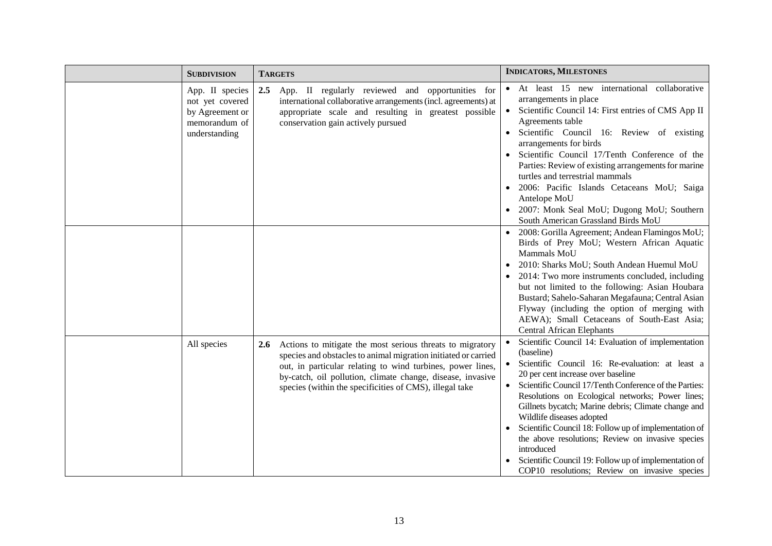| | SUBDIVISION | TARGETS | INDICATORS, MILESTONES |
|---|---|---|---|
| | App. II species not yet covered by Agreement or memorandum of understanding | **2.5** App. II regularly reviewed and opportunities for international collaborative arrangements (incl. agreements) at appropriate scale and resulting in greatest possible conservation gain actively pursued | • At least 15 new international collaborative arrangements in place<br>• Scientific Council 14: First entries of CMS App II Agreements table<br>• Scientific Council 16: Review of existing arrangements for birds<br>• Scientific Council 17/Tenth Conference of the Parties: Review of existing arrangements for marine turtles and terrestrial mammals<br>• 2006: Pacific Islands Cetaceans MoU; Saiga Antelope MoU<br>• 2007: Monk Seal MoU; Dugong MoU; Southern South American Grassland Birds MoU |
| | | | • 2008: Gorilla Agreement; Andean Flamingos MoU; Birds of Prey MoU; Western African Aquatic Mammals MoU<br>• 2010: Sharks MoU; South Andean Huemul MoU<br>• 2014: Two more instruments concluded, including but not limited to the following: Asian Houbara Bustard; Sahelo-Saharan Megafauna; Central Asian Flyway (including the option of merging with AEWA); Small Cetaceans of South-East Asia; Central African Elephants |
| | All species | **2.6** Actions to mitigate the most serious threats to migratory species and obstacles to animal migration initiated or carried out, in particular relating to wind turbines, power lines, by-catch, oil pollution, climate change, disease, invasive species (within the specificities of CMS), illegal take | • Scientific Council 14: Evaluation of implementation (baseline)<br>• Scientific Council 16: Re-evaluation: at least a 20 per cent increase over baseline<br>• Scientific Council 17/Tenth Conference of the Parties: Resolutions on Ecological networks; Power lines; Gillnets bycatch; Marine debris; Climate change and Wildlife diseases adopted<br>• Scientific Council 18: Follow up of implementation of the above resolutions; Review on invasive species introduced<br>• Scientific Council 19: Follow up of implementation of COP10 resolutions; Review on invasive species |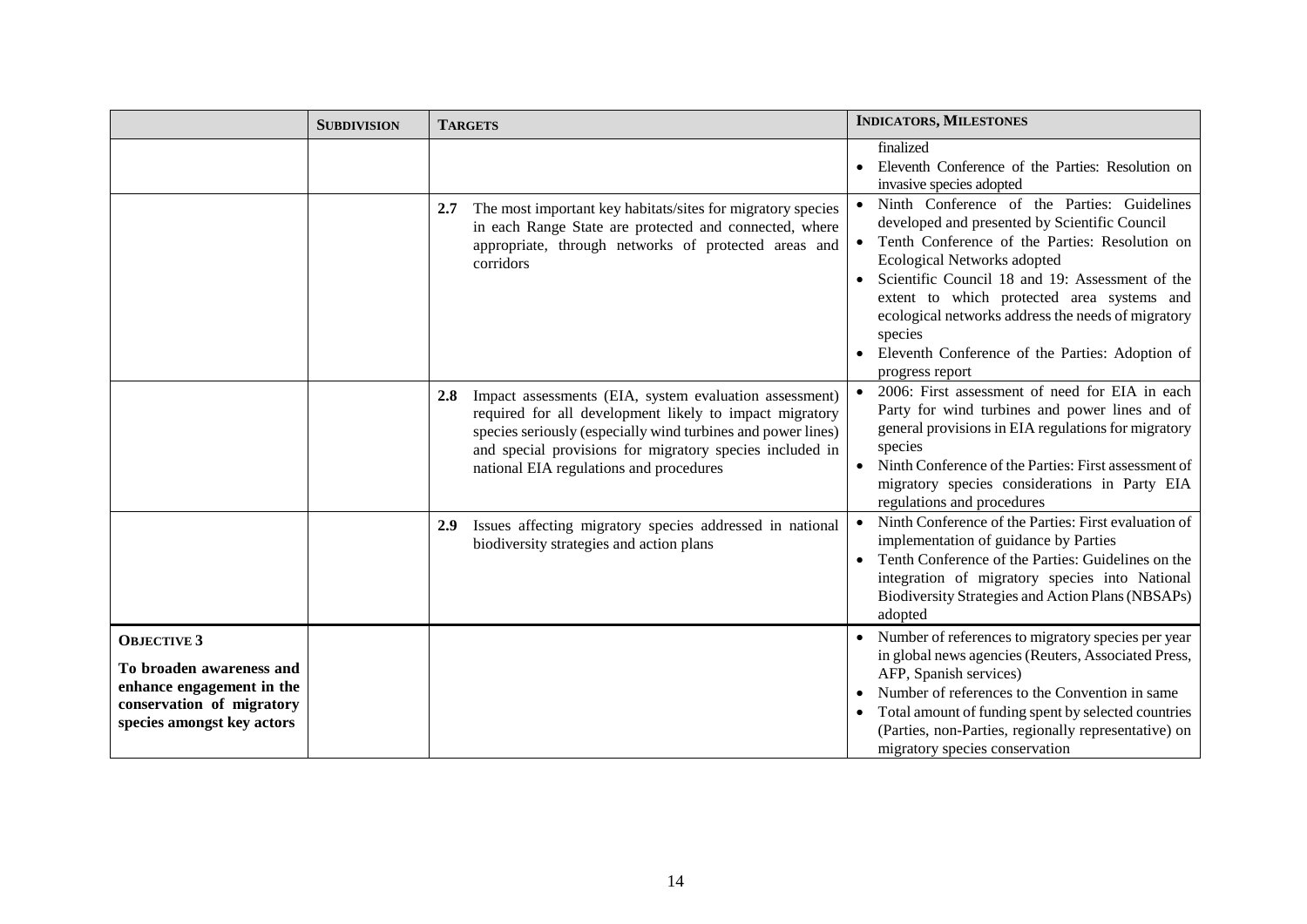|  | **SUBDIVISION** | **TARGETS** | **INDICATORS, MILESTONES** |
|---|---|---|---|
|  |  |  | finalized<br>• Eleventh Conference of the Parties: Resolution on invasive species adopted |
|  |  | **2.7** The most important key habitats/sites for migratory species in each Range State are protected and connected, where appropriate, through networks of protected areas and corridors | • Ninth Conference of the Parties: Guidelines developed and presented by Scientific Council<br>• Tenth Conference of the Parties: Resolution on Ecological Networks adopted<br>• Scientific Council 18 and 19: Assessment of the extent to which protected area systems and ecological networks address the needs of migratory species<br>• Eleventh Conference of the Parties: Adoption of progress report |
|  |  | **2.8** Impact assessments (EIA, system evaluation assessment) required for all development likely to impact migratory species seriously (especially wind turbines and power lines) and special provisions for migratory species included in national EIA regulations and procedures | • 2006: First assessment of need for EIA in each Party for wind turbines and power lines and of general provisions in EIA regulations for migratory species<br>• Ninth Conference of the Parties: First assessment of migratory species considerations in Party EIA regulations and procedures |
|  |  | **2.9** Issues affecting migratory species addressed in national biodiversity strategies and action plans | • Ninth Conference of the Parties: First evaluation of implementation of guidance by Parties<br>• Tenth Conference of the Parties: Guidelines on the integration of migratory species into National Biodiversity Strategies and Action Plans (NBSAPs) adopted |
| **OBJECTIVE 3**<br>**To broaden awareness and enhance engagement in the conservation of migratory species amongst key actors** |  |  | • Number of references to migratory species per year in global news agencies (Reuters, Associated Press, AFP, Spanish services)<br>• Number of references to the Convention in same<br>• Total amount of funding spent by selected countries (Parties, non-Parties, regionally representative) on migratory species conservation |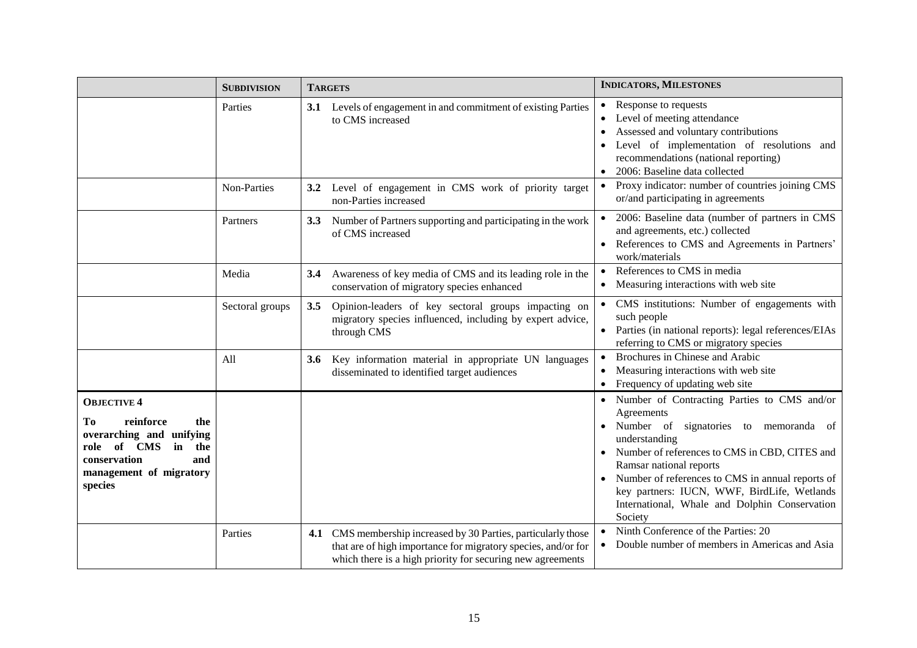| | SUBDIVISION | TARGETS | INDICATORS, MILESTONES |
|---|---|---|---|
| | Parties | **3.1** Levels of engagement in and commitment of existing Parties to CMS increased | • Response to requests<br>• Level of meeting attendance<br>• Assessed and voluntary contributions<br>• Level of implementation of resolutions and recommendations (national reporting)<br>• 2006: Baseline data collected |
| | Non-Parties | **3.2** Level of engagement in CMS work of priority target non-Parties increased | • Proxy indicator: number of countries joining CMS or/and participating in agreements |
| | Partners | **3.3** Number of Partners supporting and participating in the work of CMS increased | • 2006: Baseline data (number of partners in CMS and agreements, etc.) collected<br>• References to CMS and Agreements in Partners' work/materials |
| | Media | **3.4** Awareness of key media of CMS and its leading role in the conservation of migratory species enhanced | • References to CMS in media<br>• Measuring interactions with web site |
| | Sectoral groups | **3.5** Opinion-leaders of key sectoral groups impacting on migratory species influenced, including by expert advice, through CMS | • CMS institutions: Number of engagements with such people<br>• Parties (in national reports): legal references/EIAs referring to CMS or migratory species |
| | All | **3.6** Key information material in appropriate UN languages disseminated to identified target audiences | • Brochures in Chinese and Arabic<br>• Measuring interactions with web site<br>• Frequency of updating web site |
| **OBJECTIVE 4**<br><br>**To reinforce the overarching and unifying role of CMS in the conservation and management of migratory species** | | | • Number of Contracting Parties to CMS and/or Agreements<br>• Number of signatories to memoranda of understanding<br>• Number of references to CMS in CBD, CITES and Ramsar national reports<br>• Number of references to CMS in annual reports of key partners: IUCN, WWF, BirdLife, Wetlands International, Whale and Dolphin Conservation Society |
| | Parties | **4.1** CMS membership increased by 30 Parties, particularly those that are of high importance for migratory species, and/or for which there is a high priority for securing new agreements | • Ninth Conference of the Parties: 20<br>• Double number of members in Americas and Asia |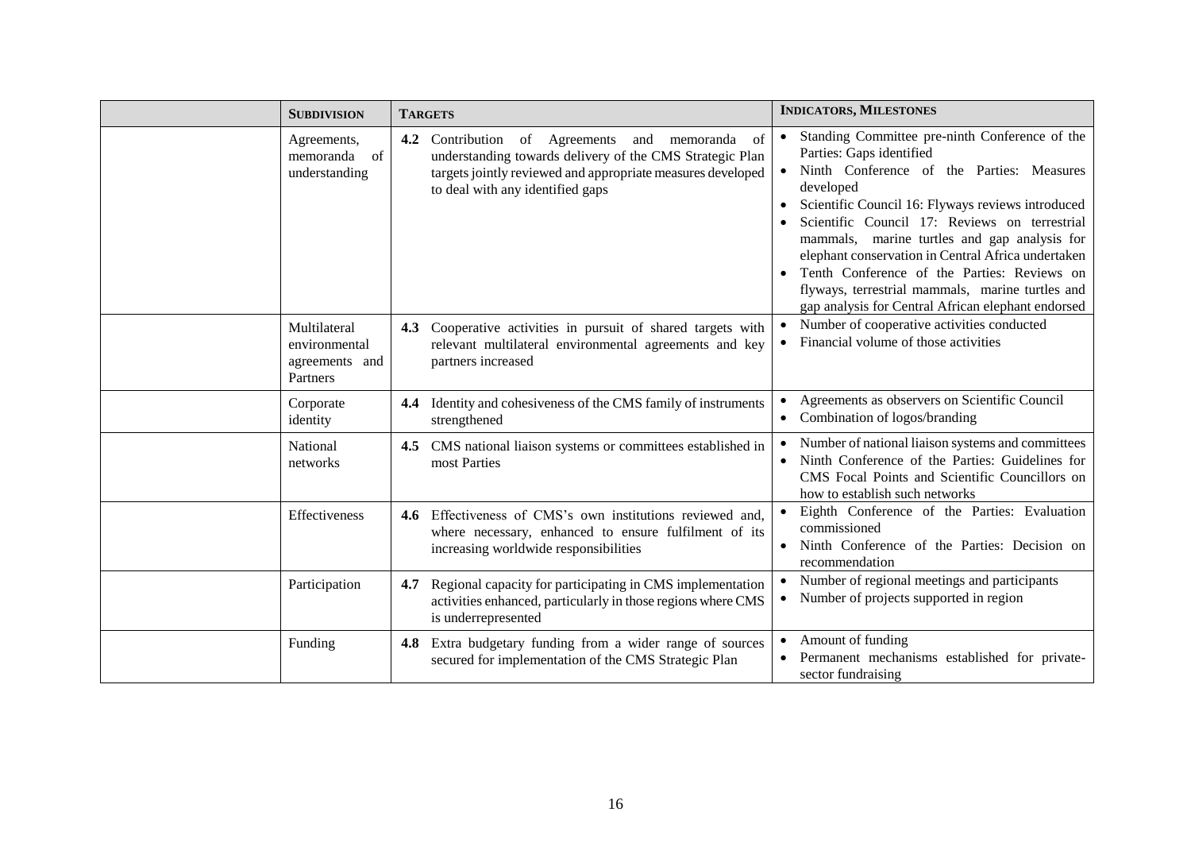| | SUBDIVISION | TARGETS | INDICATORS, MILESTONES |
|---|---|---|---|
| | Agreements, memoranda of understanding | **4.2** Contribution of Agreements and memoranda of understanding towards delivery of the CMS Strategic Plan targets jointly reviewed and appropriate measures developed to deal with any identified gaps | • Standing Committee pre-ninth Conference of the Parties: Gaps identified<br>• Ninth Conference of the Parties: Measures developed<br>• Scientific Council 16: Flyways reviews introduced<br>• Scientific Council 17: Reviews on terrestrial mammals, marine turtles and gap analysis for elephant conservation in Central Africa undertaken<br>• Tenth Conference of the Parties: Reviews on flyways, terrestrial mammals, marine turtles and gap analysis for Central African elephant endorsed |
| | Multilateral environmental agreements and Partners | **4.3** Cooperative activities in pursuit of shared targets with relevant multilateral environmental agreements and key partners increased | • Number of cooperative activities conducted<br>• Financial volume of those activities |
| | Corporate identity | **4.4** Identity and cohesiveness of the CMS family of instruments strengthened | • Agreements as observers on Scientific Council<br>• Combination of logos/branding |
| | National networks | **4.5** CMS national liaison systems or committees established in most Parties | • Number of national liaison systems and committees<br>• Ninth Conference of the Parties: Guidelines for CMS Focal Points and Scientific Councillors on how to establish such networks |
| | Effectiveness | **4.6** Effectiveness of CMS's own institutions reviewed and, where necessary, enhanced to ensure fulfilment of its increasing worldwide responsibilities | • Eighth Conference of the Parties: Evaluation commissioned<br>• Ninth Conference of the Parties: Decision on recommendation |
| | Participation | **4.7** Regional capacity for participating in CMS implementation activities enhanced, particularly in those regions where CMS is underrepresented | • Number of regional meetings and participants<br>• Number of projects supported in region |
| | Funding | **4.8** Extra budgetary funding from a wider range of sources secured for implementation of the CMS Strategic Plan | • Amount of funding<br>• Permanent mechanisms established for private-sector fundraising |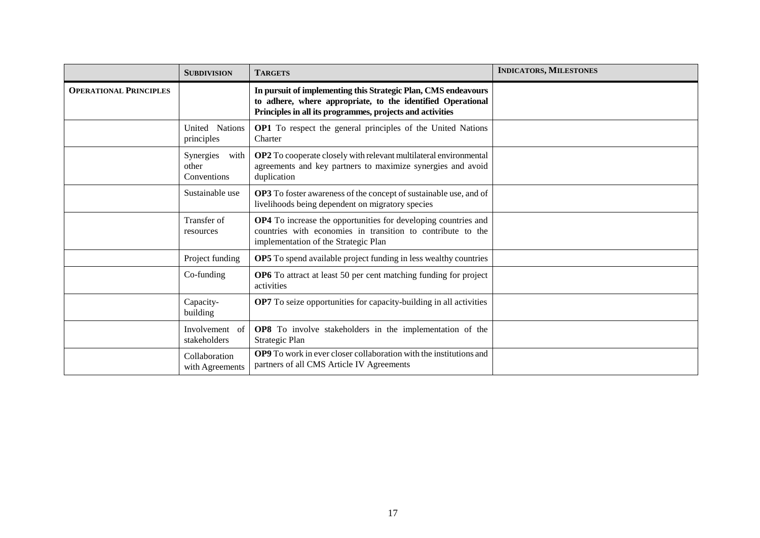| | **SUBDIVISION** | **TARGETS** | **INDICATORS, MILESTONES** |
|---|---|---|---|
| **OPERATIONAL PRINCIPLES** | | **In pursuit of implementing this Strategic Plan, CMS endeavours to adhere, where appropriate, to the identified Operational Principles in all its programmes, projects and activities** | |
| | United Nations principles | **OP1** To respect the general principles of the United Nations Charter | |
| | Synergies with other Conventions | **OP2** To cooperate closely with relevant multilateral environmental agreements and key partners to maximize synergies and avoid duplication | |
| | Sustainable use | **OP3** To foster awareness of the concept of sustainable use, and of livelihoods being dependent on migratory species | |
| | Transfer of resources | **OP4** To increase the opportunities for developing countries and countries with economies in transition to contribute to the implementation of the Strategic Plan | |
| | Project funding | **OP5** To spend available project funding in less wealthy countries | |
| | Co-funding | **OP6** To attract at least 50 per cent matching funding for project activities | |
| | Capacity-building | **OP7** To seize opportunities for capacity-building in all activities | |
| | Involvement of stakeholders | **OP8** To involve stakeholders in the implementation of the Strategic Plan | |
| | Collaboration with Agreements | **OP9** To work in ever closer collaboration with the institutions and partners of all CMS Article IV Agreements | |